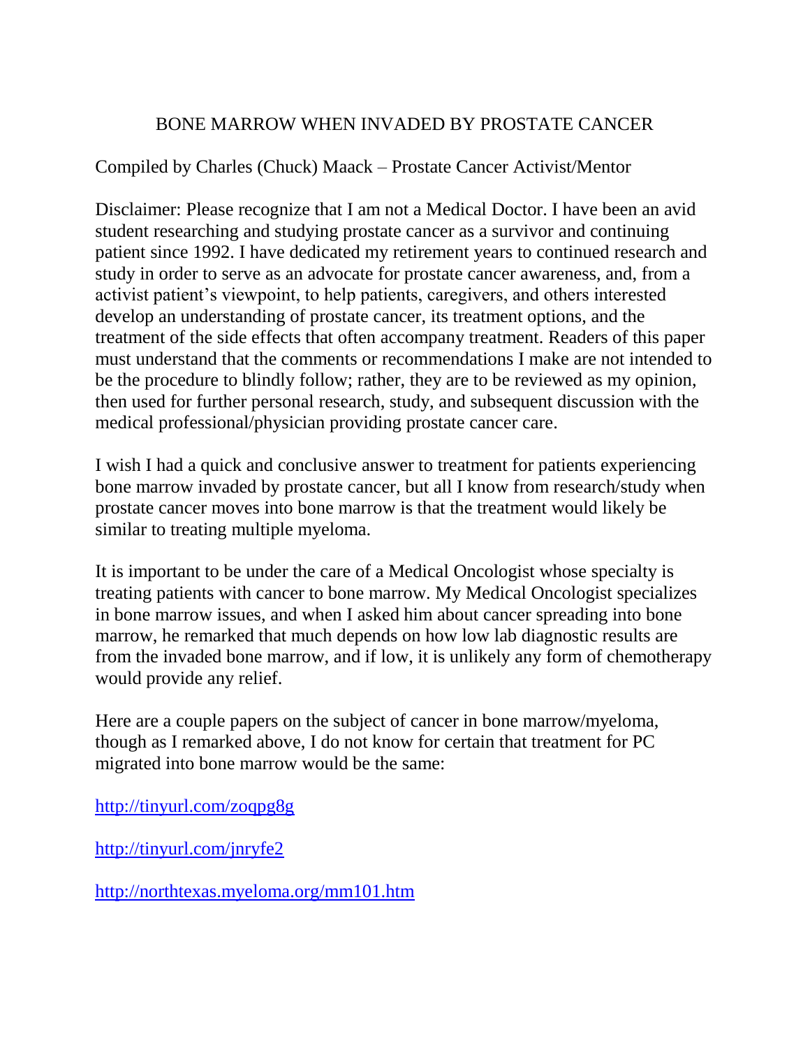# BONE MARROW WHEN INVADED BY PROSTATE CANCER

Compiled by Charles (Chuck) Maack – Prostate Cancer Activist/Mentor

Disclaimer: Please recognize that I am not a Medical Doctor. I have been an avid student researching and studying prostate cancer as a survivor and continuing patient since 1992. I have dedicated my retirement years to continued research and study in order to serve as an advocate for prostate cancer awareness, and, from a activist patient's viewpoint, to help patients, caregivers, and others interested develop an understanding of prostate cancer, its treatment options, and the treatment of the side effects that often accompany treatment. Readers of this paper must understand that the comments or recommendations I make are not intended to be the procedure to blindly follow; rather, they are to be reviewed as my opinion, then used for further personal research, study, and subsequent discussion with the medical professional/physician providing prostate cancer care.

I wish I had a quick and conclusive answer to treatment for patients experiencing bone marrow invaded by prostate cancer, but all I know from research/study when prostate cancer moves into bone marrow is that the treatment would likely be similar to treating multiple myeloma.

It is important to be under the care of a Medical Oncologist whose specialty is treating patients with cancer to bone marrow. My Medical Oncologist specializes in bone marrow issues, and when I asked him about cancer spreading into bone marrow, he remarked that much depends on how low lab diagnostic results are from the invaded bone marrow, and if low, it is unlikely any form of chemotherapy would provide any relief.

Here are a couple papers on the subject of cancer in bone marrow/myeloma, though as I remarked above, I do not know for certain that treatment for PC migrated into bone marrow would be the same:

http://tinyurl.com/zoqpg8g

http://tinyurl.com/jnryfe2

http://northtexas.myeloma.org/mm101.htm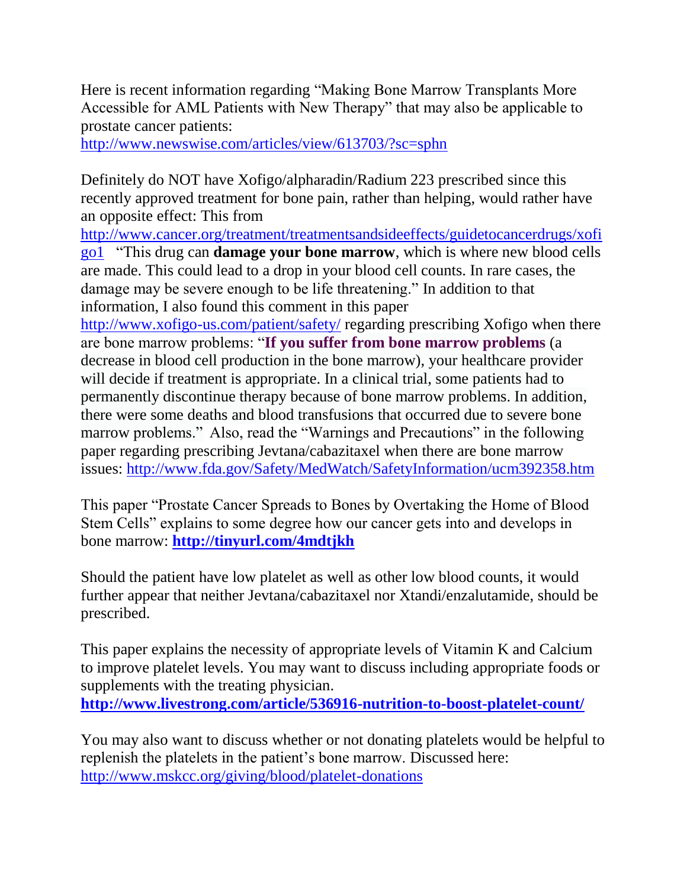Here is recent information regarding "Making Bone Marrow Transplants More Accessible for AML Patients with New Therapy" that may also be applicable to prostate cancer patients:
http://www.newswise.com/articles/view/613703/?sc=sphn

Definitely do NOT have Xofigo/alpharadin/Radium 223 prescribed since this recently approved treatment for bone pain, rather than helping, would rather have an opposite effect: This from http://www.cancer.org/treatment/treatmentsandsideeffects/guidetocancerdrugs/xofigo1 "This drug can **damage your bone marrow**, which is where new blood cells are made. This could lead to a drop in your blood cell counts. In rare cases, the damage may be severe enough to be life threatening." In addition to that information, I also found this comment in this paper http://www.xofigo-us.com/patient/safety/ regarding prescribing Xofigo when there are bone marrow problems: "**If you suffer from bone marrow problems** (a decrease in blood cell production in the bone marrow), your healthcare provider will decide if treatment is appropriate. In a clinical trial, some patients had to permanently discontinue therapy because of bone marrow problems. In addition, there were some deaths and blood transfusions that occurred due to severe bone marrow problems." Also, read the "Warnings and Precautions" in the following paper regarding prescribing Jevtana/cabazitaxel when there are bone marrow issues: http://www.fda.gov/Safety/MedWatch/SafetyInformation/ucm392358.htm

This paper "Prostate Cancer Spreads to Bones by Overtaking the Home of Blood Stem Cells" explains to some degree how our cancer gets into and develops in bone marrow: **http://tinyurl.com/4mdtjkh**

Should the patient have low platelet as well as other low blood counts, it would further appear that neither Jevtana/cabazitaxel nor Xtandi/enzalutamide, should be prescribed.

This paper explains the necessity of appropriate levels of Vitamin K and Calcium to improve platelet levels. You may want to discuss including appropriate foods or supplements with the treating physician.
**http://www.livestrong.com/article/536916-nutrition-to-boost-platelet-count/**

You may also want to discuss whether or not donating platelets would be helpful to replenish the platelets in the patient's bone marrow. Discussed here:
http://www.mskcc.org/giving/blood/platelet-donations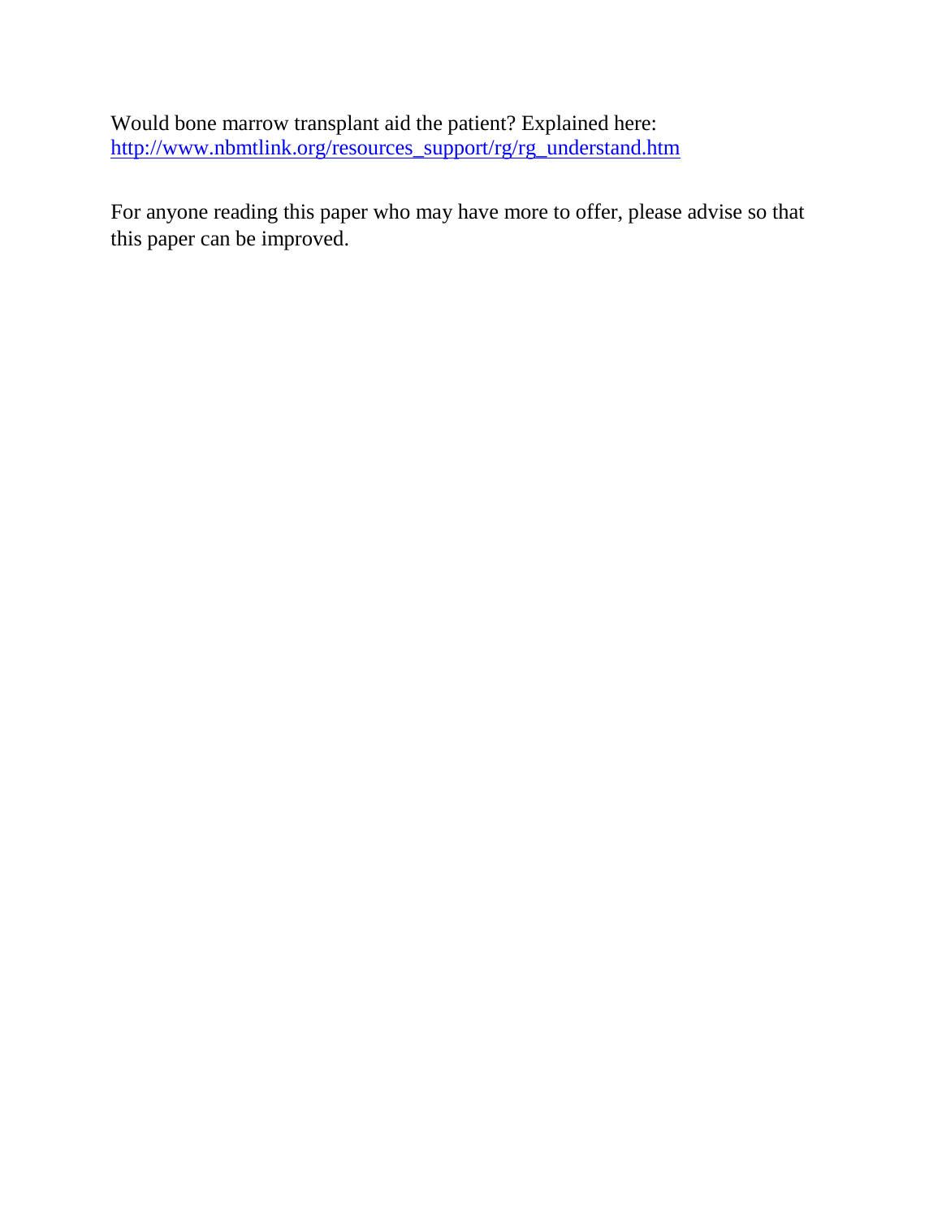Would bone marrow transplant aid the patient? Explained here:
[http://www.nbmtlink.org/resources_support/rg/rg_understand.htm](http://www.nbmtlink.org/resources_support/rg/rg_understand.htm)

For anyone reading this paper who may have more to offer, please advise so that this paper can be improved.